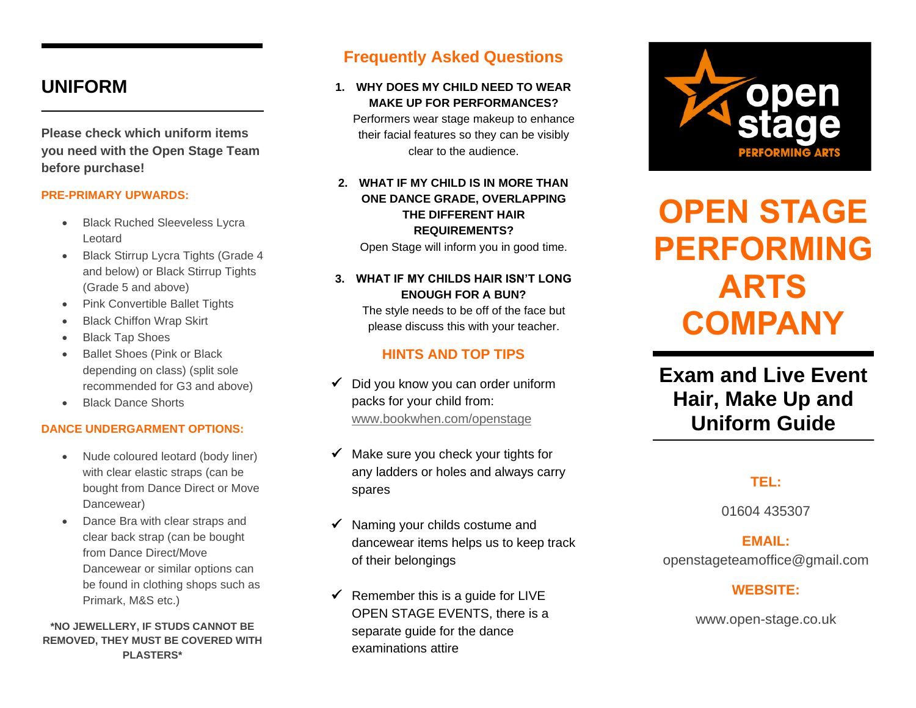## UNIFORM

**Please check which uniform items you need with the Open Stage Team before purchase!**

**PRE-PRIMARY UPWARDS:**

- Black Ruched Sleeveless Lycra Leotard
- Black Stirrup Lycra Tights (Grade 4 and below) or Black Stirrup Tights (Grade 5 and above)
- Pink Convertible Ballet Tights
- Black Chiffon Wrap Skirt
- Black Tap Shoes
- Ballet Shoes (Pink or Black depending on class) (split sole recommended for G3 and above)
- Black Dance Shorts

**DANCE UNDERGARMENT OPTIONS:**

- Nude coloured leotard (body liner) with clear elastic straps (can be bought from Dance Direct or Move Dancewear)
- Dance Bra with clear straps and clear back strap (can be bought from Dance Direct/Move Dancewear or similar options can be found in clothing shops such as Primark, M&S etc.)

**\*NO JEWELLERY, IF STUDS CANNOT BE REMOVED, THEY MUST BE COVERED WITH PLASTERS\***

## Frequently Asked Questions

1. **WHY DOES MY CHILD NEED TO WEAR MAKE UP FOR PERFORMANCES?**
   Performers wear stage makeup to enhance their facial features so they can be visibly clear to the audience.

2. **WHAT IF MY CHILD IS IN MORE THAN ONE DANCE GRADE, OVERLAPPING THE DIFFERENT HAIR REQUIREMENTS?**
   Open Stage will inform you in good time.

3. **WHAT IF MY CHILDS HAIR ISN'T LONG ENOUGH FOR A BUN?**
   The style needs to be off of the face but please discuss this with your teacher.

### HINTS AND TOP TIPS

- ✓ Did you know you can order uniform packs for your child from: www.bookwhen.com/openstage
- ✓ Make sure you check your tights for any ladders or holes and always carry spares
- ✓ Naming your childs costume and dancewear items helps us to keep track of their belongings
- ✓ Remember this is a guide for LIVE OPEN STAGE EVENTS, there is a separate guide for the dance examinations attire

open stage PERFORMING ARTS

# OPEN STAGE PERFORMING ARTS COMPANY

## Exam and Live Event Hair, Make Up and Uniform Guide

**TEL:**

01604 435307

**EMAIL:**

openstageteamoffice@gmail.com

**WEBSITE:**

www.open-stage.co.uk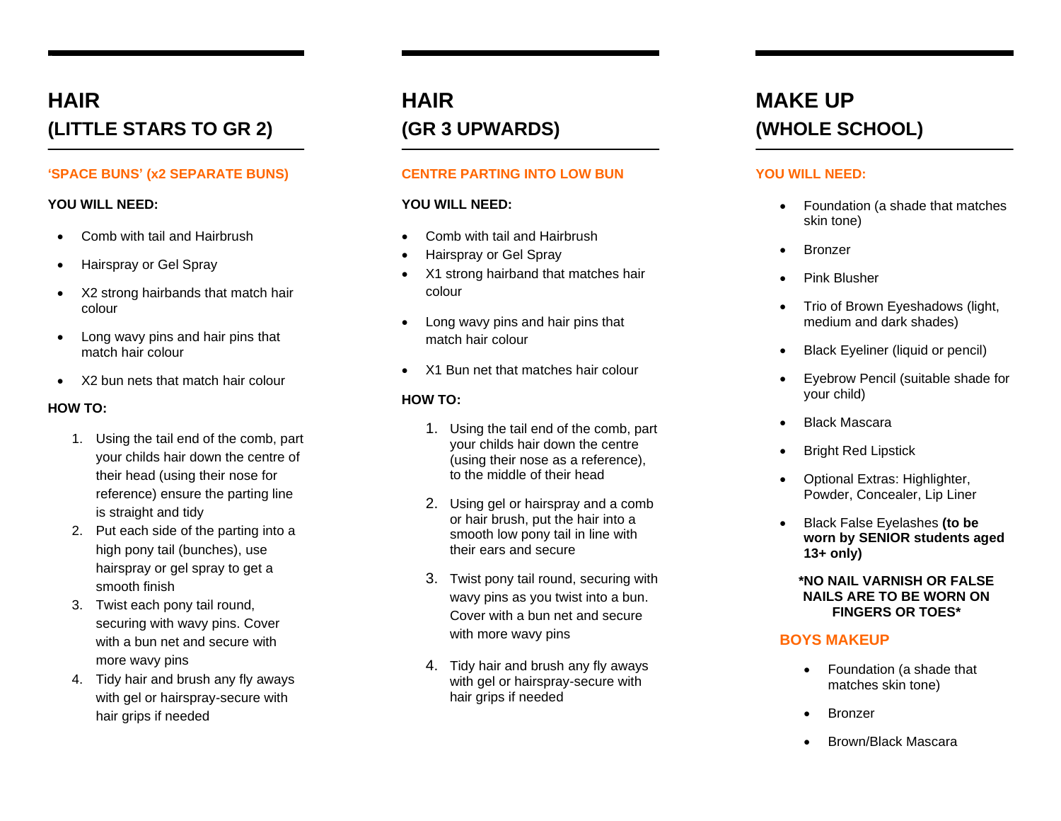# HAIR
# (LITTLE STARS TO GR 2)

**'SPACE BUNS' (x2 SEPARATE BUNS)**

**YOU WILL NEED:**

- Comb with tail and Hairbrush
- Hairspray or Gel Spray
- X2 strong hairbands that match hair colour
- Long wavy pins and hair pins that match hair colour
- X2 bun nets that match hair colour

**HOW TO:**

1. Using the tail end of the comb, part your childs hair down the centre of their head (using their nose for reference) ensure the parting line is straight and tidy
2. Put each side of the parting into a high pony tail (bunches), use hairspray or gel spray to get a smooth finish
3. Twist each pony tail round, securing with wavy pins. Cover with a bun net and secure with more wavy pins
4. Tidy hair and brush any fly aways with gel or hairspray-secure with hair grips if needed

# HAIR
# (GR 3 UPWARDS)

**CENTRE PARTING INTO LOW BUN**

**YOU WILL NEED:**

- Comb with tail and Hairbrush
- Hairspray or Gel Spray
- X1 strong hairband that matches hair colour
- Long wavy pins and hair pins that match hair colour
- X1 Bun net that matches hair colour

**HOW TO:**

1. Using the tail end of the comb, part your childs hair down the centre (using their nose as a reference), to the middle of their head
2. Using gel or hairspray and a comb or hair brush, put the hair into a smooth low pony tail in line with their ears and secure
3. Twist pony tail round, securing with wavy pins as you twist into a bun. Cover with a bun net and secure with more wavy pins
4. Tidy hair and brush any fly aways with gel or hairspray-secure with hair grips if needed

# MAKE UP
# (WHOLE SCHOOL)

**YOU WILL NEED:**

- Foundation (a shade that matches skin tone)
- Bronzer
- Pink Blusher
- Trio of Brown Eyeshadows (light, medium and dark shades)
- Black Eyeliner (liquid or pencil)
- Eyebrow Pencil (suitable shade for your child)
- Black Mascara
- Bright Red Lipstick
- Optional Extras: Highlighter, Powder, Concealer, Lip Liner
- Black False Eyelashes **(to be worn by SENIOR students aged 13+ only)**

**\*NO NAIL VARNISH OR FALSE NAILS ARE TO BE WORN ON FINGERS OR TOES\***

**BOYS MAKEUP**

- Foundation (a shade that matches skin tone)
- Bronzer
- Brown/Black Mascara